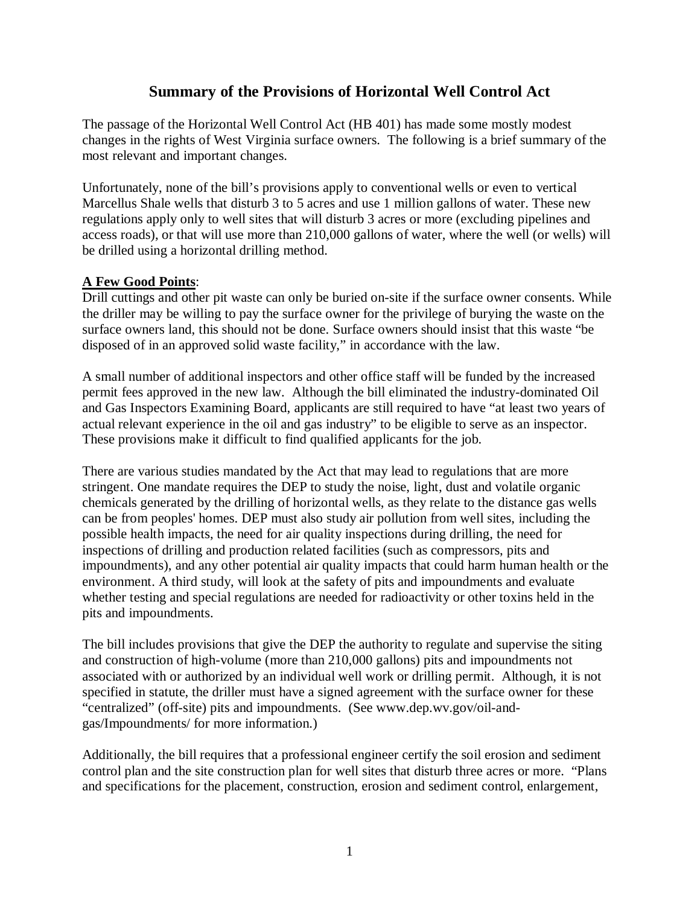# Summary of the Provisions of Horizontal Well Control Act

The passage of the Horizontal Well Control Act (HB 401) has made some mostly modest changes in the rights of West Virginia surface owners. The following is a brief summary of the most relevant and important changes.

Unfortunately, none of the bill's provisions apply to conventional wells or even to vertical Marcellus Shale wells that disturb 3 to 5 acres and use 1 million gallons of water. These new regulations apply only to well sites that will disturb 3 acres or more (excluding pipelines and access roads), or that will use more than 210,000 gallons of water, where the well (or wells) will be drilled using a horizontal drilling method.

**A Few Good Points**:

Drill cuttings and other pit waste can only be buried on-site if the surface owner consents. While the driller may be willing to pay the surface owner for the privilege of burying the waste on the surface owners land, this should not be done. Surface owners should insist that this waste "be disposed of in an approved solid waste facility," in accordance with the law.

A small number of additional inspectors and other office staff will be funded by the increased permit fees approved in the new law. Although the bill eliminated the industry-dominated Oil and Gas Inspectors Examining Board, applicants are still required to have "at least two years of actual relevant experience in the oil and gas industry" to be eligible to serve as an inspector. These provisions make it difficult to find qualified applicants for the job.

There are various studies mandated by the Act that may lead to regulations that are more stringent. One mandate requires the DEP to study the noise, light, dust and volatile organic chemicals generated by the drilling of horizontal wells, as they relate to the distance gas wells can be from peoples' homes. DEP must also study air pollution from well sites, including the possible health impacts, the need for air quality inspections during drilling, the need for inspections of drilling and production related facilities (such as compressors, pits and impoundments), and any other potential air quality impacts that could harm human health or the environment. A third study, will look at the safety of pits and impoundments and evaluate whether testing and special regulations are needed for radioactivity or other toxins held in the pits and impoundments.

The bill includes provisions that give the DEP the authority to regulate and supervise the siting and construction of high-volume (more than 210,000 gallons) pits and impoundments not associated with or authorized by an individual well work or drilling permit. Although, it is not specified in statute, the driller must have a signed agreement with the surface owner for these "centralized" (off-site) pits and impoundments. (See www.dep.wv.gov/oil-and-gas/Impoundments/ for more information.)

Additionally, the bill requires that a professional engineer certify the soil erosion and sediment control plan and the site construction plan for well sites that disturb three acres or more. "Plans and specifications for the placement, construction, erosion and sediment control, enlargement,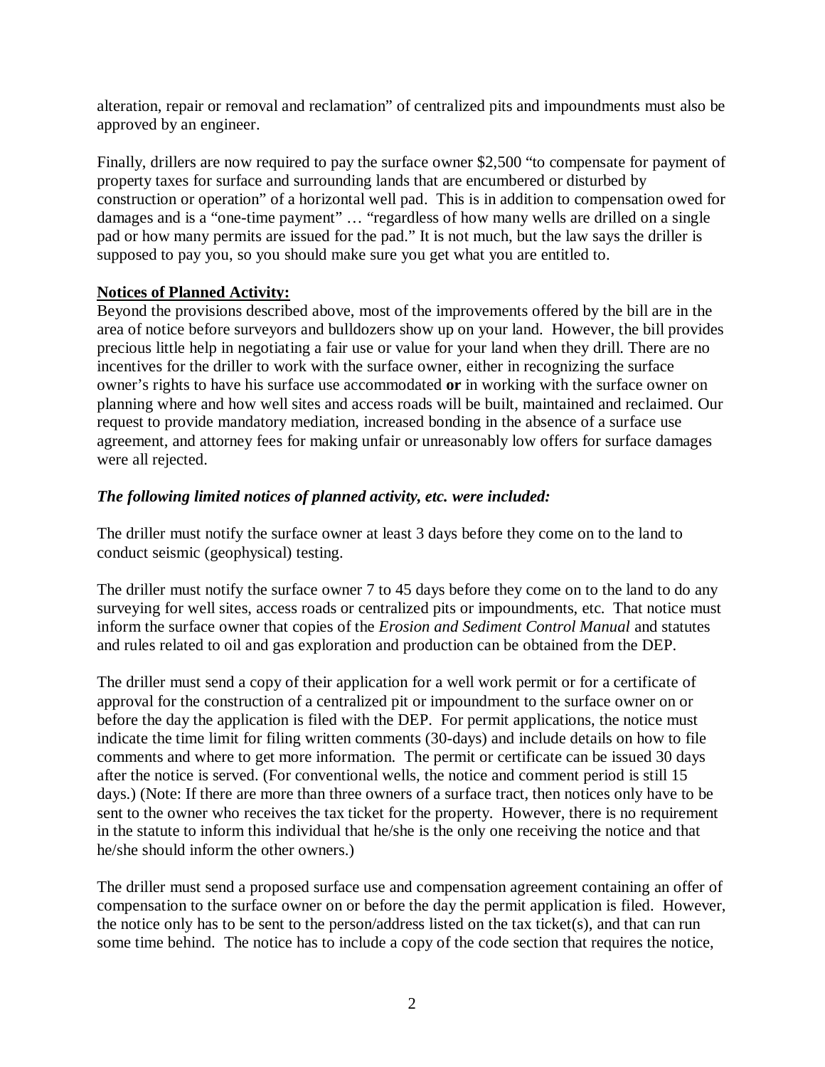alteration, repair or removal and reclamation" of centralized pits and impoundments must also be approved by an engineer.

Finally, drillers are now required to pay the surface owner $2,500 "to compensate for payment of property taxes for surface and surrounding lands that are encumbered or disturbed by construction or operation" of a horizontal well pad. This is in addition to compensation owed for damages and is a "one-time payment" … "regardless of how many wells are drilled on a single pad or how many permits are issued for the pad." It is not much, but the law says the driller is supposed to pay you, so you should make sure you get what you are entitled to.

**Notices of Planned Activity:**

Beyond the provisions described above, most of the improvements offered by the bill are in the area of notice before surveyors and bulldozers show up on your land. However, the bill provides precious little help in negotiating a fair use or value for your land when they drill. There are no incentives for the driller to work with the surface owner, either in recognizing the surface owner's rights to have his surface use accommodated **or** in working with the surface owner on planning where and how well sites and access roads will be built, maintained and reclaimed. Our request to provide mandatory mediation, increased bonding in the absence of a surface use agreement, and attorney fees for making unfair or unreasonably low offers for surface damages were all rejected.

***The following limited notices of planned activity, etc. were included:***

The driller must notify the surface owner at least 3 days before they come on to the land to conduct seismic (geophysical) testing.

The driller must notify the surface owner 7 to 45 days before they come on to the land to do any surveying for well sites, access roads or centralized pits or impoundments, etc. That notice must inform the surface owner that copies of the *Erosion and Sediment Control Manual* and statutes and rules related to oil and gas exploration and production can be obtained from the DEP.

The driller must send a copy of their application for a well work permit or for a certificate of approval for the construction of a centralized pit or impoundment to the surface owner on or before the day the application is filed with the DEP. For permit applications, the notice must indicate the time limit for filing written comments (30-days) and include details on how to file comments and where to get more information. The permit or certificate can be issued 30 days after the notice is served. (For conventional wells, the notice and comment period is still 15 days.) (Note: If there are more than three owners of a surface tract, then notices only have to be sent to the owner who receives the tax ticket for the property. However, there is no requirement in the statute to inform this individual that he/she is the only one receiving the notice and that he/she should inform the other owners.)

The driller must send a proposed surface use and compensation agreement containing an offer of compensation to the surface owner on or before the day the permit application is filed. However, the notice only has to be sent to the person/address listed on the tax ticket(s), and that can run some time behind. The notice has to include a copy of the code section that requires the notice,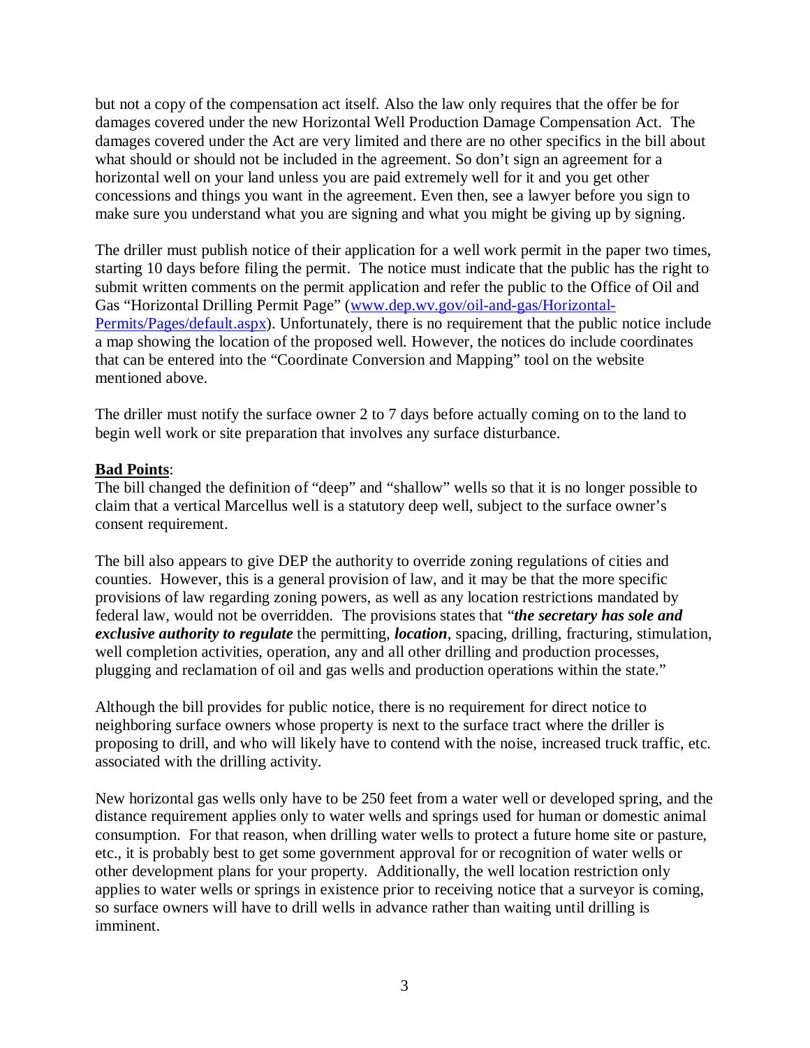but not a copy of the compensation act itself. Also the law only requires that the offer be for damages covered under the new Horizontal Well Production Damage Compensation Act. The damages covered under the Act are very limited and there are no other specifics in the bill about what should or should not be included in the agreement. So don't sign an agreement for a horizontal well on your land unless you are paid extremely well for it and you get other concessions and things you want in the agreement. Even then, see a lawyer before you sign to make sure you understand what you are signing and what you might be giving up by signing.

The driller must publish notice of their application for a well work permit in the paper two times, starting 10 days before filing the permit. The notice must indicate that the public has the right to submit written comments on the permit application and refer the public to the Office of Oil and Gas "Horizontal Drilling Permit Page" ([www.dep.wv.gov/oil-and-gas/Horizontal-Permits/Pages/default.aspx](www.dep.wv.gov/oil-and-gas/Horizontal-Permits/Pages/default.aspx)). Unfortunately, there is no requirement that the public notice include a map showing the location of the proposed well. However, the notices do include coordinates that can be entered into the "Coordinate Conversion and Mapping" tool on the website mentioned above.

The driller must notify the surface owner 2 to 7 days before actually coming on to the land to begin well work or site preparation that involves any surface disturbance.

**Bad Points**:

The bill changed the definition of "deep" and "shallow" wells so that it is no longer possible to claim that a vertical Marcellus well is a statutory deep well, subject to the surface owner's consent requirement.

The bill also appears to give DEP the authority to override zoning regulations of cities and counties. However, this is a general provision of law, and it may be that the more specific provisions of law regarding zoning powers, as well as any location restrictions mandated by federal law, would not be overridden. The provisions states that "***the secretary has sole and exclusive authority to regulate*** the permitting, ***location***, spacing, drilling, fracturing, stimulation, well completion activities, operation, any and all other drilling and production processes, plugging and reclamation of oil and gas wells and production operations within the state."

Although the bill provides for public notice, there is no requirement for direct notice to neighboring surface owners whose property is next to the surface tract where the driller is proposing to drill, and who will likely have to contend with the noise, increased truck traffic, etc. associated with the drilling activity.

New horizontal gas wells only have to be 250 feet from a water well or developed spring, and the distance requirement applies only to water wells and springs used for human or domestic animal consumption. For that reason, when drilling water wells to protect a future home site or pasture, etc., it is probably best to get some government approval for or recognition of water wells or other development plans for your property. Additionally, the well location restriction only applies to water wells or springs in existence prior to receiving notice that a surveyor is coming, so surface owners will have to drill wells in advance rather than waiting until drilling is imminent.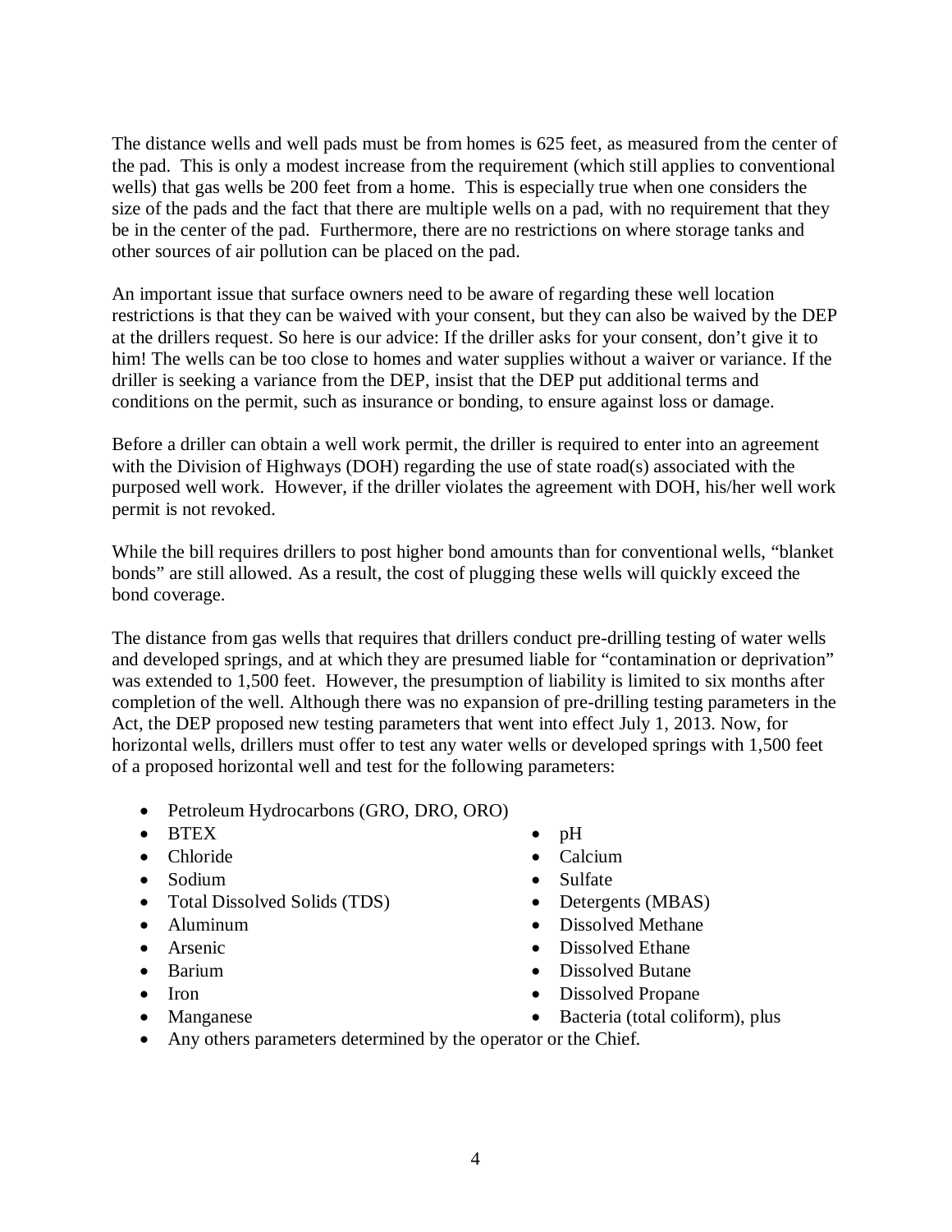The distance wells and well pads must be from homes is 625 feet, as measured from the center of the pad. This is only a modest increase from the requirement (which still applies to conventional wells) that gas wells be 200 feet from a home. This is especially true when one considers the size of the pads and the fact that there are multiple wells on a pad, with no requirement that they be in the center of the pad. Furthermore, there are no restrictions on where storage tanks and other sources of air pollution can be placed on the pad.

An important issue that surface owners need to be aware of regarding these well location restrictions is that they can be waived with your consent, but they can also be waived by the DEP at the drillers request. So here is our advice: If the driller asks for your consent, don't give it to him! The wells can be too close to homes and water supplies without a waiver or variance. If the driller is seeking a variance from the DEP, insist that the DEP put additional terms and conditions on the permit, such as insurance or bonding, to ensure against loss or damage.

Before a driller can obtain a well work permit, the driller is required to enter into an agreement with the Division of Highways (DOH) regarding the use of state road(s) associated with the purposed well work. However, if the driller violates the agreement with DOH, his/her well work permit is not revoked.

While the bill requires drillers to post higher bond amounts than for conventional wells, "blanket bonds" are still allowed. As a result, the cost of plugging these wells will quickly exceed the bond coverage.

The distance from gas wells that requires that drillers conduct pre-drilling testing of water wells and developed springs, and at which they are presumed liable for "contamination or deprivation" was extended to 1,500 feet. However, the presumption of liability is limited to six months after completion of the well. Although there was no expansion of pre-drilling testing parameters in the Act, the DEP proposed new testing parameters that went into effect July 1, 2013. Now, for horizontal wells, drillers must offer to test any water wells or developed springs with 1,500 feet of a proposed horizontal well and test for the following parameters:

- Petroleum Hydrocarbons (GRO, DRO, ORO)
- BTEX
- Chloride
- Sodium
- Total Dissolved Solids (TDS)
- Aluminum
- Arsenic
- Barium
- Iron
- Manganese
- pH
- Calcium
- Sulfate
- Detergents (MBAS)
- Dissolved Methane
- Dissolved Ethane
- Dissolved Butane
- Dissolved Propane
- Bacteria (total coliform), plus
- Any others parameters determined by the operator or the Chief.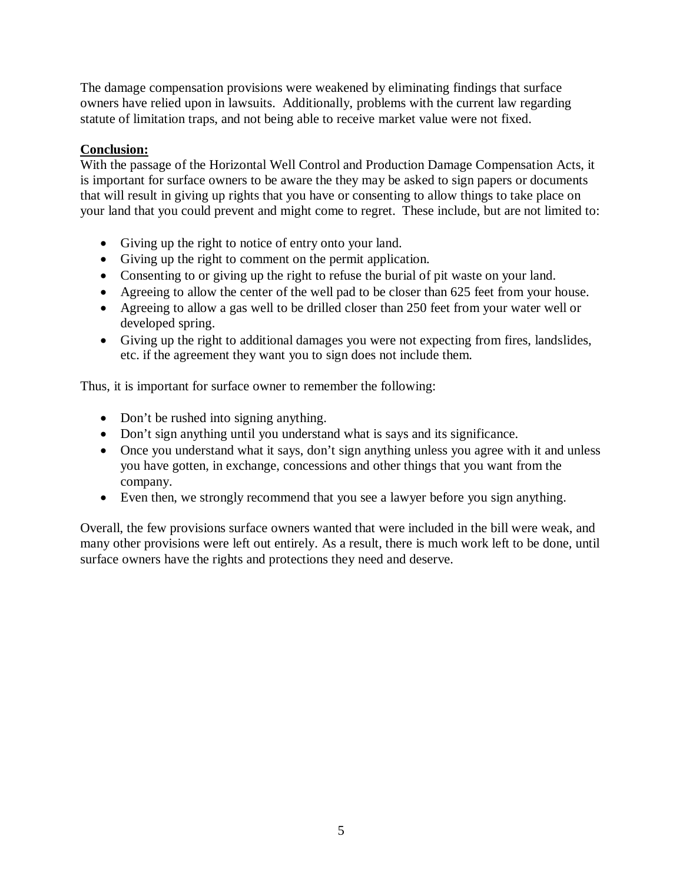The damage compensation provisions were weakened by eliminating findings that surface owners have relied upon in lawsuits. Additionally, problems with the current law regarding statute of limitation traps, and not being able to receive market value were not fixed.

**Conclusion:**

With the passage of the Horizontal Well Control and Production Damage Compensation Acts, it is important for surface owners to be aware the they may be asked to sign papers or documents that will result in giving up rights that you have or consenting to allow things to take place on your land that you could prevent and might come to regret. These include, but are not limited to:

- Giving up the right to notice of entry onto your land.
- Giving up the right to comment on the permit application.
- Consenting to or giving up the right to refuse the burial of pit waste on your land.
- Agreeing to allow the center of the well pad to be closer than 625 feet from your house.
- Agreeing to allow a gas well to be drilled closer than 250 feet from your water well or developed spring.
- Giving up the right to additional damages you were not expecting from fires, landslides, etc. if the agreement they want you to sign does not include them.

Thus, it is important for surface owner to remember the following:

- Don't be rushed into signing anything.
- Don't sign anything until you understand what is says and its significance.
- Once you understand what it says, don't sign anything unless you agree with it and unless you have gotten, in exchange, concessions and other things that you want from the company.
- Even then, we strongly recommend that you see a lawyer before you sign anything.

Overall, the few provisions surface owners wanted that were included in the bill were weak, and many other provisions were left out entirely. As a result, there is much work left to be done, until surface owners have the rights and protections they need and deserve.